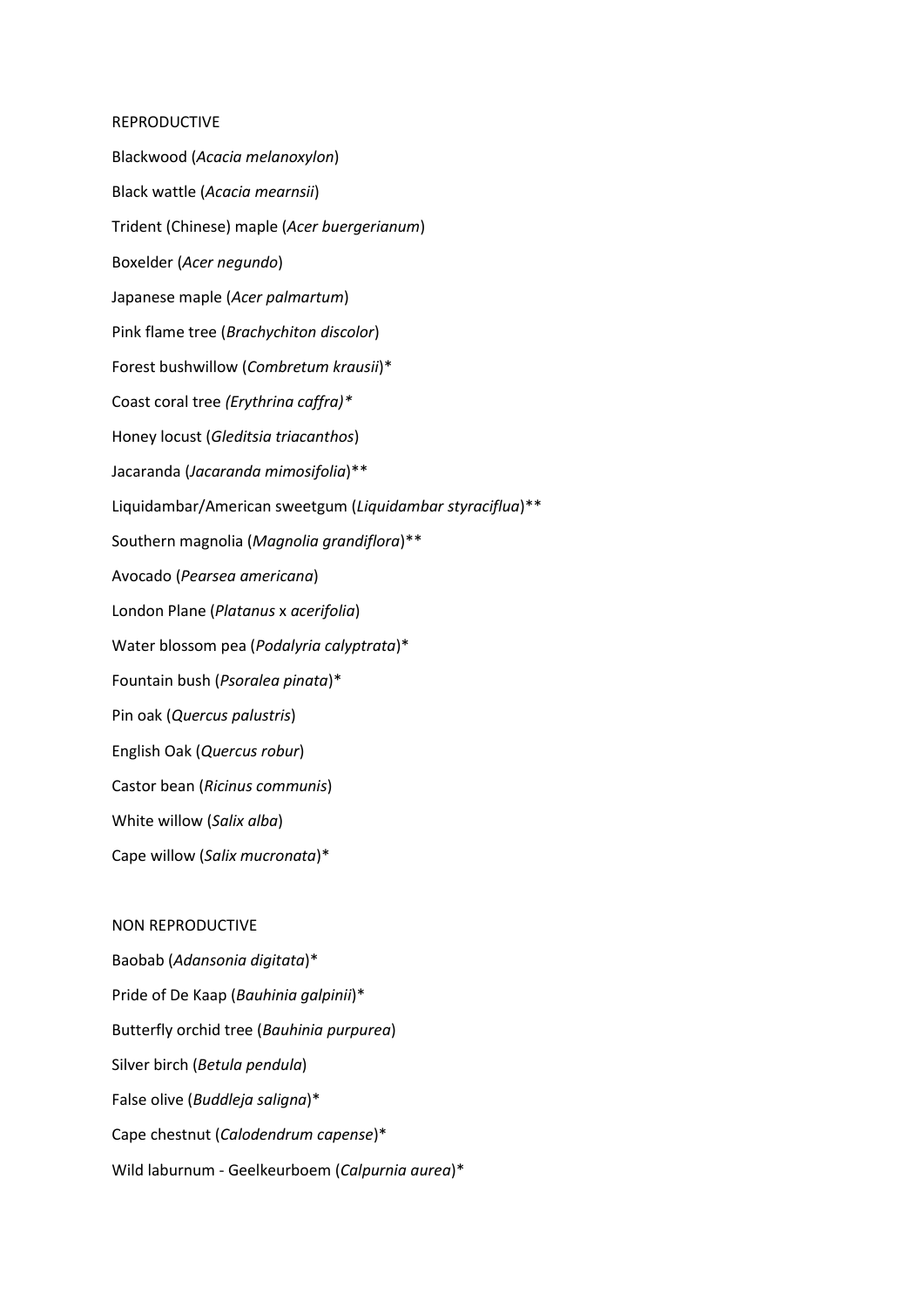REPRODUCTIVE

Blackwood (*Acacia melanoxylon*)

Black wattle (*Acacia mearnsii*)

Trident (Chinese) maple (*Acer buergerianum*)

Boxelder (*Acer negundo*)

Japanese maple (*Acer palmartum*)

Pink flame tree (*Brachychiton discolor*)

Forest bushwillow (*Combretum krausii*)*

Coast coral tree *(Erythrina caffra)**

Honey locust (*Gleditsia triacanthos*)

Jacaranda (*Jacaranda mimosifolia*)**

Liquidambar/American sweetgum (*Liquidambar styraciflua*)**

Southern magnolia (*Magnolia grandiflora*)**

Avocado (*Pearsea americana*)

London Plane (*Platanus* x *acerifolia*)

Water blossom pea (*Podalyria calyptrata*)*

Fountain bush (*Psoralea pinata*)*

Pin oak (*Quercus palustris*)

English Oak (*Quercus robur*)

Castor bean (*Ricinus communis*)

White willow (*Salix alba*)

Cape willow (*Salix mucronata*)*

NON REPRODUCTIVE

Baobab (*Adansonia digitata*)*

Pride of De Kaap (*Bauhinia galpinii*)*

Butterfly orchid tree (*Bauhinia purpurea*)

Silver birch (*Betula pendula*)

False olive (*Buddleja saligna*)*

Cape chestnut (*Calodendrum capense*)*

Wild laburnum - Geelkeurboem (*Calpurnia aurea*)*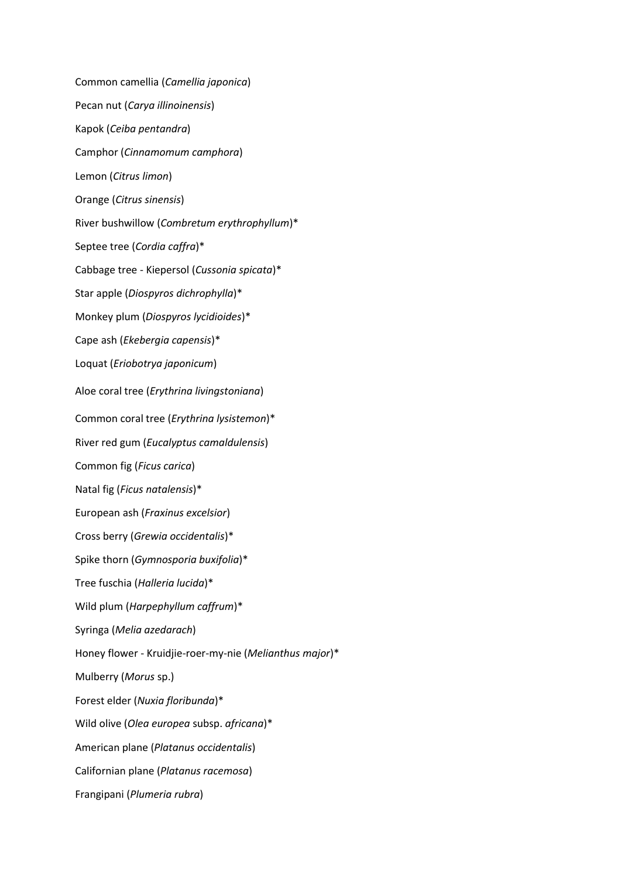Common camellia (*Camellia japonica*)

Pecan nut (*Carya illinoinensis*)

Kapok (*Ceiba pentandra*)

Camphor (*Cinnamomum camphora*)

Lemon (*Citrus limon*)

Orange (*Citrus sinensis*)

River bushwillow (*Combretum erythrophyllum*)*

Septee tree (*Cordia caffra*)*

Cabbage tree - Kiepersol (*Cussonia spicata*)*

Star apple (*Diospyros dichrophylla*)*

Monkey plum (*Diospyros lycidioides*)*

Cape ash (*Ekebergia capensis*)*

Loquat (*Eriobotrya japonicum*)

Aloe coral tree (*Erythrina livingstoniana*)

Common coral tree (*Erythrina lysistemon*)*

River red gum (*Eucalyptus camaldulensis*)

Common fig (*Ficus carica*)

Natal fig (*Ficus natalensis*)*

European ash (*Fraxinus excelsior*)

Cross berry (*Grewia occidentalis*)*

Spike thorn (*Gymnosporia buxifolia*)*

Tree fuschia (*Halleria lucida*)*

Wild plum (*Harpephyllum caffrum*)*

Syringa (*Melia azedarach*)

Honey flower - Kruidjie-roer-my-nie (*Melianthus major*)*

Mulberry (*Morus* sp.)

Forest elder (*Nuxia floribunda*)*

Wild olive (*Olea europea* subsp. *africana*)*

American plane (*Platanus occidentalis*)

Californian plane (*Platanus racemosa*)

Frangipani (*Plumeria rubra*)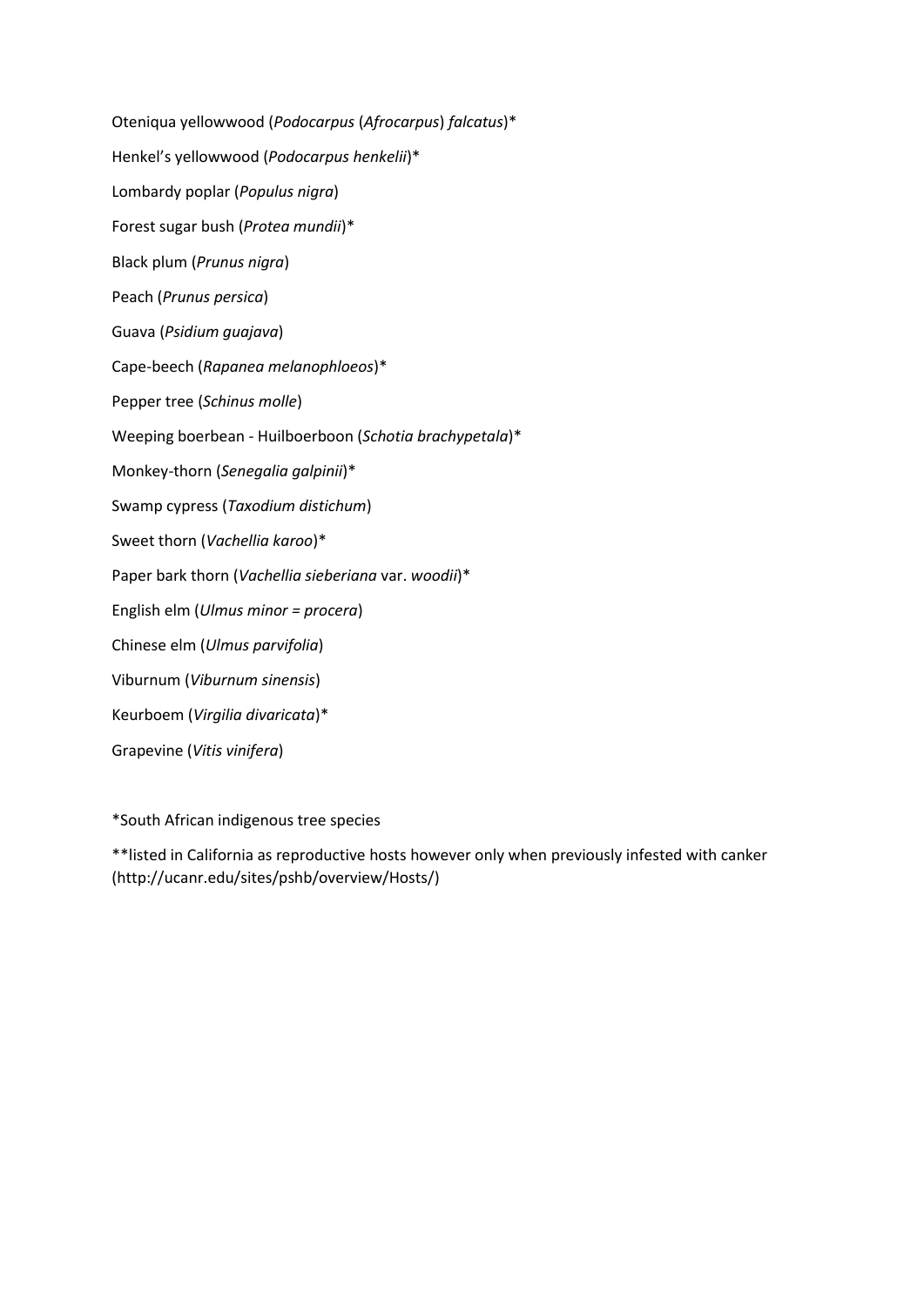Oteniqua yellowwood (*Podocarpus* (*Afrocarpus*) *falcatus*)*

Henkel's yellowwood (*Podocarpus henkelii*)*

Lombardy poplar (*Populus nigra*)

Forest sugar bush (*Protea mundii*)*

Black plum (*Prunus nigra*)

Peach (*Prunus persica*)

Guava (*Psidium guajava*)

Cape-beech (*Rapanea melanophloeos*)*

Pepper tree (*Schinus molle*)

Weeping boerbean - Huilboerboon (*Schotia brachypetala*)*

Monkey-thorn (*Senegalia galpinii*)*

Swamp cypress (*Taxodium distichum*)

Sweet thorn (*Vachellia karoo*)*

Paper bark thorn (*Vachellia sieberiana* var. *woodii*)*

English elm (*Ulmus minor = procera*)

Chinese elm (*Ulmus parvifolia*)

Viburnum (*Viburnum sinensis*)

Keurboem (*Virgilia divaricata*)*

Grapevine (*Vitis vinifera*)

*South African indigenous tree species

**listed in California as reproductive hosts however only when previously infested with canker (http://ucanr.edu/sites/pshb/overview/Hosts/)